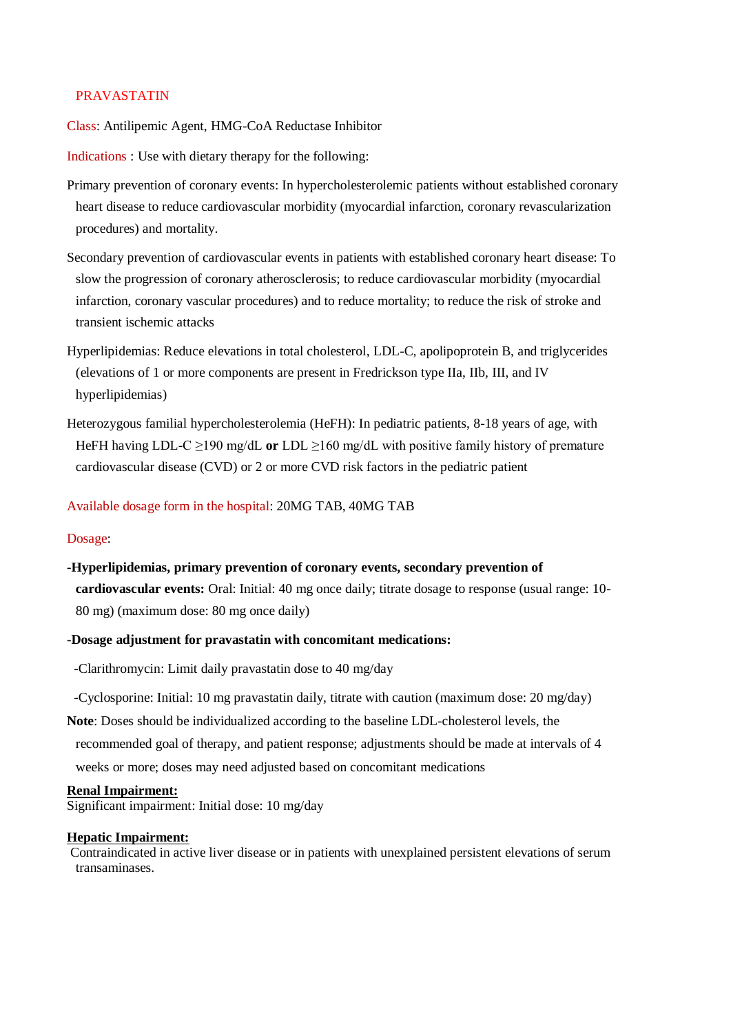# PRAVASTATIN

**Class**: Antilipemic Agent, HMG-CoA Reductase Inhibitor

**Indications** : Use with dietary therapy for the following:

Primary prevention of coronary events: In hypercholesterolemic patients without established coronary heart disease to reduce cardiovascular morbidity (myocardial infarction, coronary revascularization procedures) and mortality.

Secondary prevention of cardiovascular events in patients with established coronary heart disease: To slow the progression of coronary atherosclerosis; to reduce cardiovascular morbidity (myocardial infarction, coronary vascular procedures) and to reduce mortality; to reduce the risk of stroke and transient ischemic attacks

Hyperlipidemias: Reduce elevations in total cholesterol, LDL-C, apolipoprotein B, and triglycerides (elevations of 1 or more components are present in Fredrickson type IIa, IIb, III, and IV hyperlipidemias)

Heterozygous familial hypercholesterolemia (HeFH): In pediatric patients, 8-18 years of age, with HeFH having LDL-C ≥190 mg/dL **or** LDL ≥160 mg/dL with positive family history of premature cardiovascular disease (CVD) or 2 or more CVD risk factors in the pediatric patient

**Available dosage form in the hospital**: 20MG TAB, 40MG TAB

**Dosage**:

-**Hyperlipidemias, primary prevention of coronary events, secondary prevention of cardiovascular events:** Oral: Initial: 40 mg once daily; titrate dosage to response (usual range: 10-80 mg) (maximum dose: 80 mg once daily)

-**Dosage adjustment for pravastatin with concomitant medications:**

-Clarithromycin: Limit daily pravastatin dose to 40 mg/day

-Cyclosporine: Initial: 10 mg pravastatin daily, titrate with caution (maximum dose: 20 mg/day)

**Note**: Doses should be individualized according to the baseline LDL-cholesterol levels, the recommended goal of therapy, and patient response; adjustments should be made at intervals of 4 weeks or more; doses may need adjusted based on concomitant medications

**Renal Impairment:**

Significant impairment: Initial dose: 10 mg/day

**Hepatic Impairment:**

Contraindicated in active liver disease or in patients with unexplained persistent elevations of serum transaminases.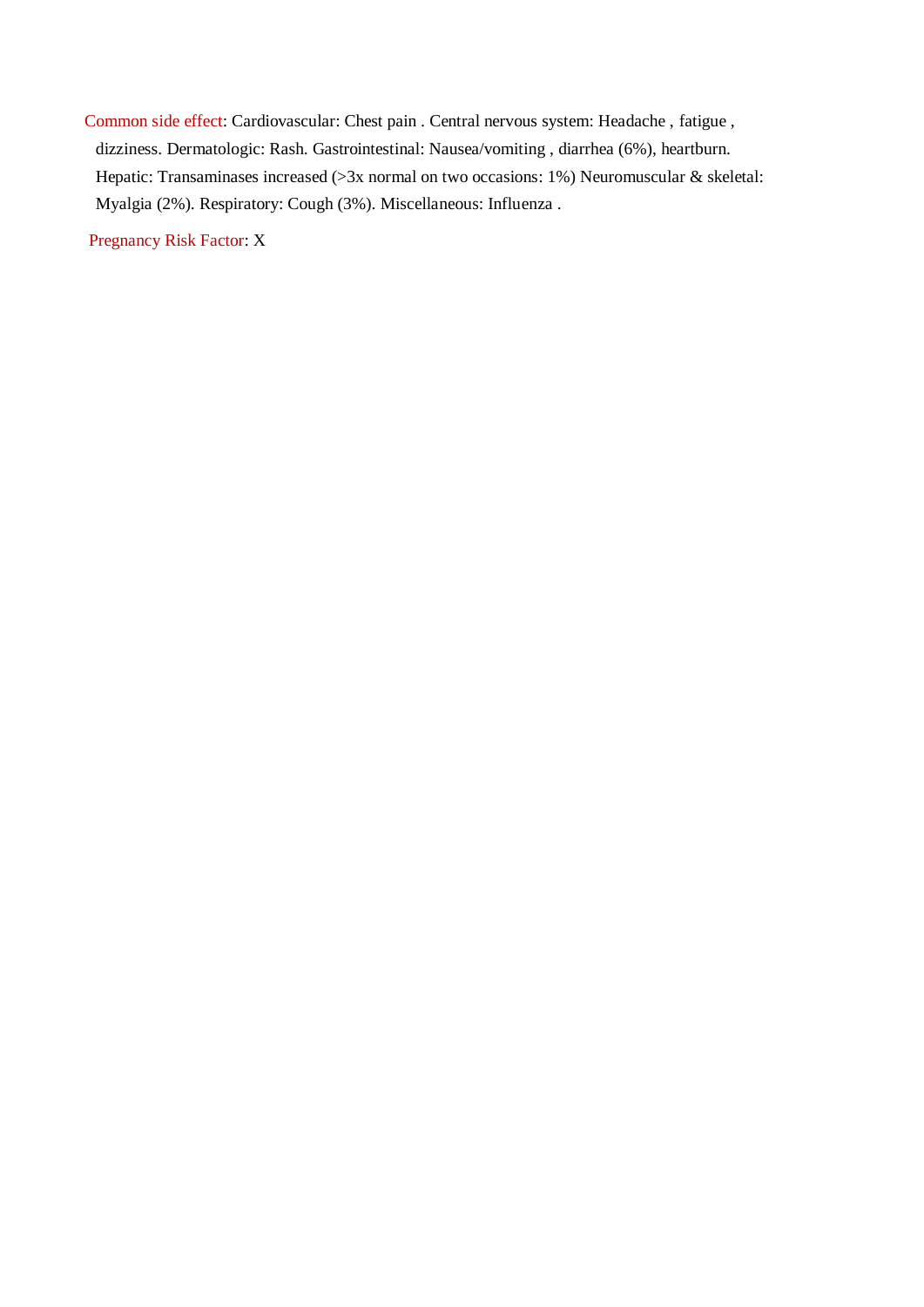**Common side effect**: Cardiovascular: Chest pain . Central nervous system: Headache , fatigue , dizziness. Dermatologic: Rash. Gastrointestinal: Nausea/vomiting , diarrhea (6%), heartburn. Hepatic: Transaminases increased (>3x normal on two occasions: 1%) Neuromuscular & skeletal: Myalgia (2%). Respiratory: Cough (3%). Miscellaneous: Influenza .

**Pregnancy Risk Factor**: X